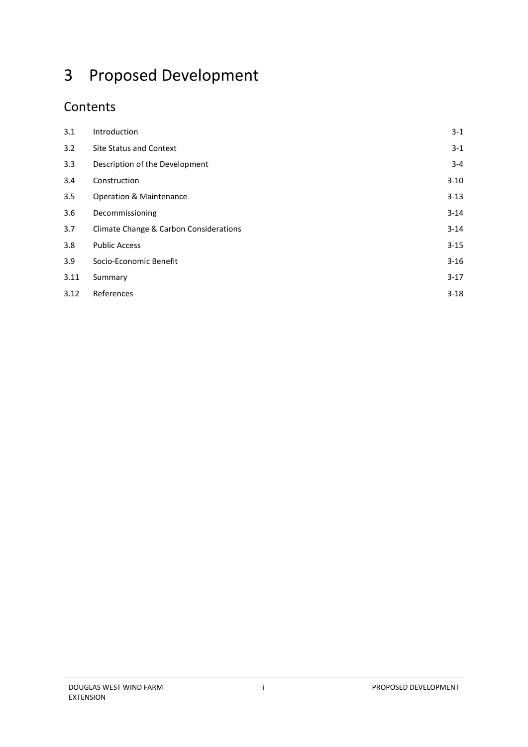# 3 Proposed Development

## Contents

| | | |
|---|---|---|
| 3.1 | Introduction | 3-1 |
| 3.2 | Site Status and Context | 3-1 |
| 3.3 | Description of the Development | 3-4 |
| 3.4 | Construction | 3-10 |
| 3.5 | Operation & Maintenance | 3-13 |
| 3.6 | Decommissioning | 3-14 |
| 3.7 | Climate Change & Carbon Considerations | 3-14 |
| 3.8 | Public Access | 3-15 |
| 3.9 | Socio-Economic Benefit | 3-16 |
| 3.11 | Summary | 3-17 |
| 3.12 | References | 3-18 |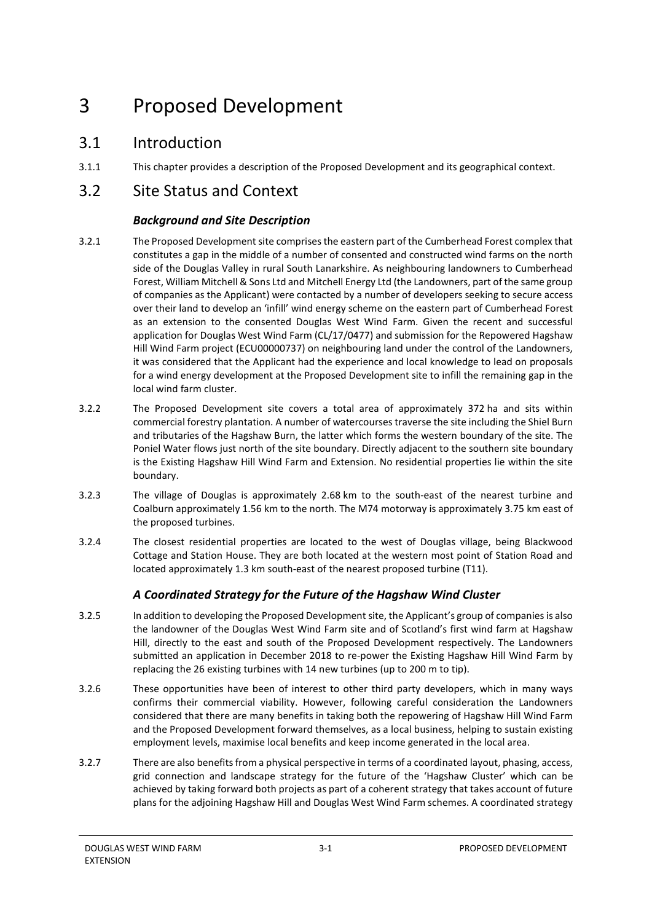# 3 Proposed Development

## 3.1 Introduction

3.1.1 This chapter provides a description of the Proposed Development and its geographical context.

## 3.2 Site Status and Context

### *Background and Site Description*

3.2.1 The Proposed Development site comprises the eastern part of the Cumberhead Forest complex that constitutes a gap in the middle of a number of consented and constructed wind farms on the north side of the Douglas Valley in rural South Lanarkshire. As neighbouring landowners to Cumberhead Forest, William Mitchell & Sons Ltd and Mitchell Energy Ltd (the Landowners, part of the same group of companies as the Applicant) were contacted by a number of developers seeking to secure access over their land to develop an 'infill' wind energy scheme on the eastern part of Cumberhead Forest as an extension to the consented Douglas West Wind Farm. Given the recent and successful application for Douglas West Wind Farm (CL/17/0477) and submission for the Repowered Hagshaw Hill Wind Farm project (ECU00000737) on neighbouring land under the control of the Landowners, it was considered that the Applicant had the experience and local knowledge to lead on proposals for a wind energy development at the Proposed Development site to infill the remaining gap in the local wind farm cluster.

3.2.2 The Proposed Development site covers a total area of approximately 372 ha and sits within commercial forestry plantation. A number of watercourses traverse the site including the Shiel Burn and tributaries of the Hagshaw Burn, the latter which forms the western boundary of the site. The Poniel Water flows just north of the site boundary. Directly adjacent to the southern site boundary is the Existing Hagshaw Hill Wind Farm and Extension. No residential properties lie within the site boundary.

3.2.3 The village of Douglas is approximately 2.68 km to the south-east of the nearest turbine and Coalburn approximately 1.56 km to the north. The M74 motorway is approximately 3.75 km east of the proposed turbines.

3.2.4 The closest residential properties are located to the west of Douglas village, being Blackwood Cottage and Station House. They are both located at the western most point of Station Road and located approximately 1.3 km south-east of the nearest proposed turbine (T11).

### *A Coordinated Strategy for the Future of the Hagshaw Wind Cluster*

3.2.5 In addition to developing the Proposed Development site, the Applicant's group of companies is also the landowner of the Douglas West Wind Farm site and of Scotland's first wind farm at Hagshaw Hill, directly to the east and south of the Proposed Development respectively. The Landowners submitted an application in December 2018 to re-power the Existing Hagshaw Hill Wind Farm by replacing the 26 existing turbines with 14 new turbines (up to 200 m to tip).

3.2.6 These opportunities have been of interest to other third party developers, which in many ways confirms their commercial viability. However, following careful consideration the Landowners considered that there are many benefits in taking both the repowering of Hagshaw Hill Wind Farm and the Proposed Development forward themselves, as a local business, helping to sustain existing employment levels, maximise local benefits and keep income generated in the local area.

3.2.7 There are also benefits from a physical perspective in terms of a coordinated layout, phasing, access, grid connection and landscape strategy for the future of the 'Hagshaw Cluster' which can be achieved by taking forward both projects as part of a coherent strategy that takes account of future plans for the adjoining Hagshaw Hill and Douglas West Wind Farm schemes. A coordinated strategy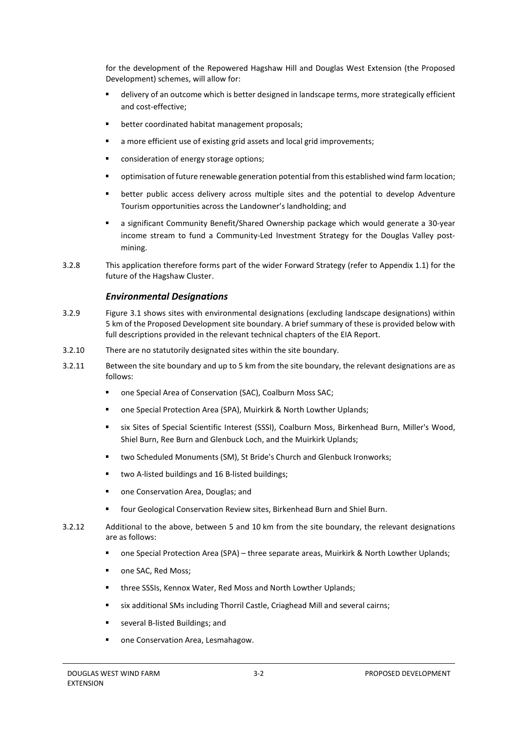for the development of the Repowered Hagshaw Hill and Douglas West Extension (the Proposed Development) schemes, will allow for:

- delivery of an outcome which is better designed in landscape terms, more strategically efficient and cost-effective;
- better coordinated habitat management proposals;
- a more efficient use of existing grid assets and local grid improvements;
- consideration of energy storage options;
- optimisation of future renewable generation potential from this established wind farm location;
- better public access delivery across multiple sites and the potential to develop Adventure Tourism opportunities across the Landowner's landholding; and
- a significant Community Benefit/Shared Ownership package which would generate a 30-year income stream to fund a Community-Led Investment Strategy for the Douglas Valley post-mining.

3.2.8 This application therefore forms part of the wider Forward Strategy (refer to Appendix 1.1) for the future of the Hagshaw Cluster.

### *Environmental Designations*

3.2.9 Figure 3.1 shows sites with environmental designations (excluding landscape designations) within 5 km of the Proposed Development site boundary. A brief summary of these is provided below with full descriptions provided in the relevant technical chapters of the EIA Report.

3.2.10 There are no statutorily designated sites within the site boundary.

3.2.11 Between the site boundary and up to 5 km from the site boundary, the relevant designations are as follows:

- one Special Area of Conservation (SAC), Coalburn Moss SAC;
- one Special Protection Area (SPA), Muirkirk & North Lowther Uplands;
- six Sites of Special Scientific Interest (SSSI), Coalburn Moss, Birkenhead Burn, Miller's Wood, Shiel Burn, Ree Burn and Glenbuck Loch, and the Muirkirk Uplands;
- two Scheduled Monuments (SM), St Bride's Church and Glenbuck Ironworks;
- two A-listed buildings and 16 B-listed buildings;
- one Conservation Area, Douglas; and
- four Geological Conservation Review sites, Birkenhead Burn and Shiel Burn.

3.2.12 Additional to the above, between 5 and 10 km from the site boundary, the relevant designations are as follows:

- one Special Protection Area (SPA) – three separate areas, Muirkirk & North Lowther Uplands;
- one SAC, Red Moss;
- three SSSIs, Kennox Water, Red Moss and North Lowther Uplands;
- six additional SMs including Thorril Castle, Criaghead Mill and several cairns;
- several B-listed Buildings; and
- one Conservation Area, Lesmahagow.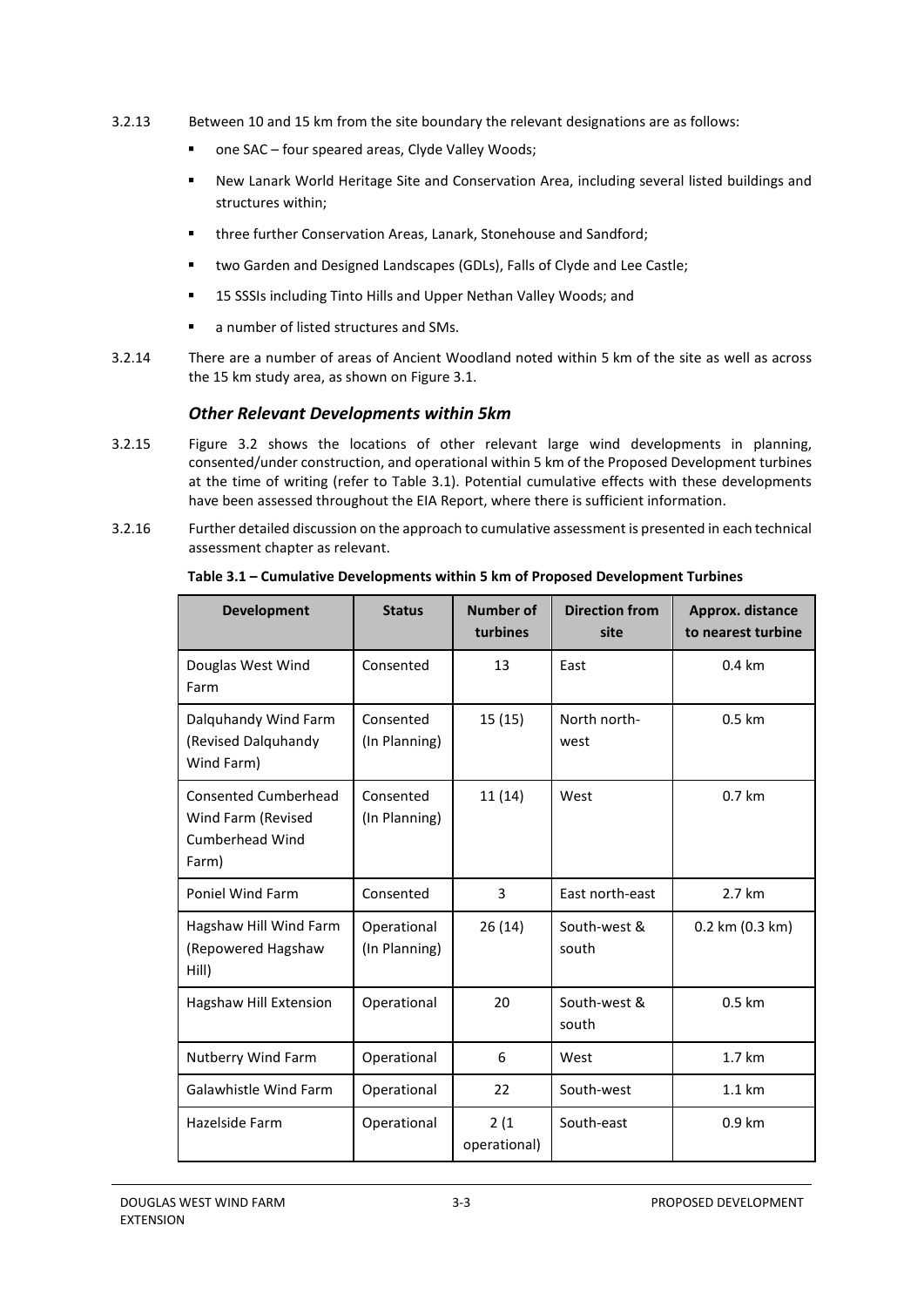3.2.13 Between 10 and 15 km from the site boundary the relevant designations are as follows:

- one SAC – four speared areas, Clyde Valley Woods;
- New Lanark World Heritage Site and Conservation Area, including several listed buildings and structures within;
- three further Conservation Areas, Lanark, Stonehouse and Sandford;
- two Garden and Designed Landscapes (GDLs), Falls of Clyde and Lee Castle;
- 15 SSSIs including Tinto Hills and Upper Nethan Valley Woods; and
- a number of listed structures and SMs.

3.2.14 There are a number of areas of Ancient Woodland noted within 5 km of the site as well as across the 15 km study area, as shown on Figure 3.1.

### *Other Relevant Developments within 5km*

3.2.15 Figure 3.2 shows the locations of other relevant large wind developments in planning, consented/under construction, and operational within 5 km of the Proposed Development turbines at the time of writing (refer to Table 3.1). Potential cumulative effects with these developments have been assessed throughout the EIA Report, where there is sufficient information.

3.2.16 Further detailed discussion on the approach to cumulative assessment is presented in each technical assessment chapter as relevant.

**Table 3.1 – Cumulative Developments within 5 km of Proposed Development Turbines**

| Development | Status | Number of turbines | Direction from site | Approx. distance to nearest turbine |
|---|---|---|---|---|
| Douglas West Wind Farm | Consented | 13 | East | 0.4 km |
| Dalquhandy Wind Farm (Revised Dalquhandy Wind Farm) | Consented (In Planning) | 15 (15) | North north-west | 0.5 km |
| Consented Cumberhead Wind Farm (Revised Cumberhead Wind Farm) | Consented (In Planning) | 11 (14) | West | 0.7 km |
| Poniel Wind Farm | Consented | 3 | East north-east | 2.7 km |
| Hagshaw Hill Wind Farm (Repowered Hagshaw Hill) | Operational (In Planning) | 26 (14) | South-west & south | 0.2 km (0.3 km) |
| Hagshaw Hill Extension | Operational | 20 | South-west & south | 0.5 km |
| Nutberry Wind Farm | Operational | 6 | West | 1.7 km |
| Galawhistle Wind Farm | Operational | 22 | South-west | 1.1 km |
| Hazelside Farm | Operational | 2 (1 operational) | South-east | 0.9 km |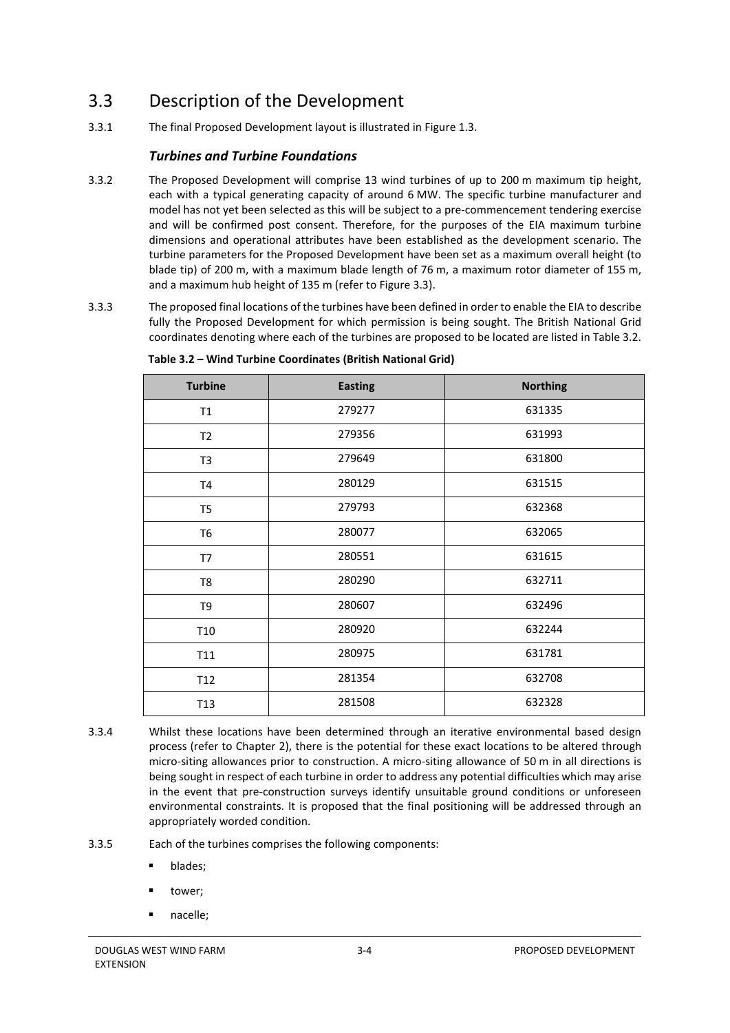## 3.3 Description of the Development

3.3.1 The final Proposed Development layout is illustrated in Figure 1.3.

### *Turbines and Turbine Foundations*

3.3.2 The Proposed Development will comprise 13 wind turbines of up to 200 m maximum tip height, each with a typical generating capacity of around 6 MW. The specific turbine manufacturer and model has not yet been selected as this will be subject to a pre-commencement tendering exercise and will be confirmed post consent. Therefore, for the purposes of the EIA maximum turbine dimensions and operational attributes have been established as the development scenario. The turbine parameters for the Proposed Development have been set as a maximum overall height (to blade tip) of 200 m, with a maximum blade length of 76 m, a maximum rotor diameter of 155 m, and a maximum hub height of 135 m (refer to Figure 3.3).

3.3.3 The proposed final locations of the turbines have been defined in order to enable the EIA to describe fully the Proposed Development for which permission is being sought. The British National Grid coordinates denoting where each of the turbines are proposed to be located are listed in Table 3.2.

**Table 3.2 – Wind Turbine Coordinates (British National Grid)**

| Turbine | Easting | Northing |
|---|---|---|
| T1 | 279277 | 631335 |
| T2 | 279356 | 631993 |
| T3 | 279649 | 631800 |
| T4 | 280129 | 631515 |
| T5 | 279793 | 632368 |
| T6 | 280077 | 632065 |
| T7 | 280551 | 631615 |
| T8 | 280290 | 632711 |
| T9 | 280607 | 632496 |
| T10 | 280920 | 632244 |
| T11 | 280975 | 631781 |
| T12 | 281354 | 632708 |
| T13 | 281508 | 632328 |

3.3.4 Whilst these locations have been determined through an iterative environmental based design process (refer to Chapter 2), there is the potential for these exact locations to be altered through micro-siting allowances prior to construction. A micro-siting allowance of 50 m in all directions is being sought in respect of each turbine in order to address any potential difficulties which may arise in the event that pre-construction surveys identify unsuitable ground conditions or unforeseen environmental constraints. It is proposed that the final positioning will be addressed through an appropriately worded condition.

3.3.5 Each of the turbines comprises the following components:

- blades;
- tower;
- nacelle;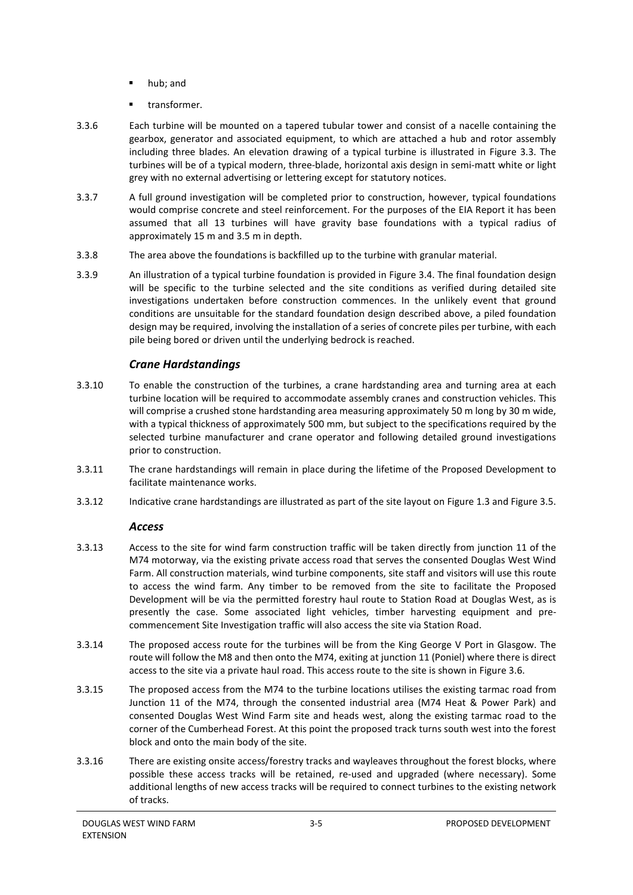- hub; and
- transformer.

3.3.6 Each turbine will be mounted on a tapered tubular tower and consist of a nacelle containing the gearbox, generator and associated equipment, to which are attached a hub and rotor assembly including three blades. An elevation drawing of a typical turbine is illustrated in Figure 3.3. The turbines will be of a typical modern, three-blade, horizontal axis design in semi-matt white or light grey with no external advertising or lettering except for statutory notices.

3.3.7 A full ground investigation will be completed prior to construction, however, typical foundations would comprise concrete and steel reinforcement. For the purposes of the EIA Report it has been assumed that all 13 turbines will have gravity base foundations with a typical radius of approximately 15 m and 3.5 m in depth.

3.3.8 The area above the foundations is backfilled up to the turbine with granular material.

3.3.9 An illustration of a typical turbine foundation is provided in Figure 3.4. The final foundation design will be specific to the turbine selected and the site conditions as verified during detailed site investigations undertaken before construction commences. In the unlikely event that ground conditions are unsuitable for the standard foundation design described above, a piled foundation design may be required, involving the installation of a series of concrete piles per turbine, with each pile being bored or driven until the underlying bedrock is reached.

### *Crane Hardstandings*

3.3.10 To enable the construction of the turbines, a crane hardstanding area and turning area at each turbine location will be required to accommodate assembly cranes and construction vehicles. This will comprise a crushed stone hardstanding area measuring approximately 50 m long by 30 m wide, with a typical thickness of approximately 500 mm, but subject to the specifications required by the selected turbine manufacturer and crane operator and following detailed ground investigations prior to construction.

3.3.11 The crane hardstandings will remain in place during the lifetime of the Proposed Development to facilitate maintenance works.

3.3.12 Indicative crane hardstandings are illustrated as part of the site layout on Figure 1.3 and Figure 3.5.

### *Access*

3.3.13 Access to the site for wind farm construction traffic will be taken directly from junction 11 of the M74 motorway, via the existing private access road that serves the consented Douglas West Wind Farm. All construction materials, wind turbine components, site staff and visitors will use this route to access the wind farm. Any timber to be removed from the site to facilitate the Proposed Development will be via the permitted forestry haul route to Station Road at Douglas West, as is presently the case. Some associated light vehicles, timber harvesting equipment and pre-commencement Site Investigation traffic will also access the site via Station Road.

3.3.14 The proposed access route for the turbines will be from the King George V Port in Glasgow. The route will follow the M8 and then onto the M74, exiting at junction 11 (Poniel) where there is direct access to the site via a private haul road. This access route to the site is shown in Figure 3.6.

3.3.15 The proposed access from the M74 to the turbine locations utilises the existing tarmac road from Junction 11 of the M74, through the consented industrial area (M74 Heat & Power Park) and consented Douglas West Wind Farm site and heads west, along the existing tarmac road to the corner of the Cumberhead Forest. At this point the proposed track turns south west into the forest block and onto the main body of the site.

3.3.16 There are existing onsite access/forestry tracks and wayleaves throughout the forest blocks, where possible these access tracks will be retained, re-used and upgraded (where necessary). Some additional lengths of new access tracks will be required to connect turbines to the existing network of tracks.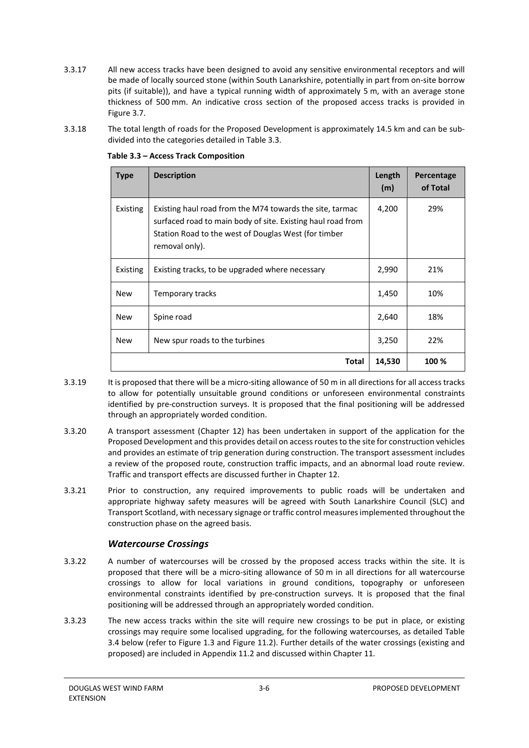3.3.17 All new access tracks have been designed to avoid any sensitive environmental receptors and will be made of locally sourced stone (within South Lanarkshire, potentially in part from on-site borrow pits (if suitable)), and have a typical running width of approximately 5 m, with an average stone thickness of 500 mm. An indicative cross section of the proposed access tracks is provided in Figure 3.7.

3.3.18 The total length of roads for the Proposed Development is approximately 14.5 km and can be sub-divided into the categories detailed in Table 3.3.

**Table 3.3 – Access Track Composition**

| Type | Description | Length (m) | Percentage of Total |
|---|---|---|---|
| Existing | Existing haul road from the M74 towards the site, tarmac surfaced road to main body of site. Existing haul road from Station Road to the west of Douglas West (for timber removal only). | 4,200 | 29% |
| Existing | Existing tracks, to be upgraded where necessary | 2,990 | 21% |
| New | Temporary tracks | 1,450 | 10% |
| New | Spine road | 2,640 | 18% |
| New | New spur roads to the turbines | 3,250 | 22% |
| | **Total** | **14,530** | **100 %** |

3.3.19 It is proposed that there will be a micro-siting allowance of 50 m in all directions for all access tracks to allow for potentially unsuitable ground conditions or unforeseen environmental constraints identified by pre-construction surveys. It is proposed that the final positioning will be addressed through an appropriately worded condition.

3.3.20 A transport assessment (Chapter 12) has been undertaken in support of the application for the Proposed Development and this provides detail on access routes to the site for construction vehicles and provides an estimate of trip generation during construction. The transport assessment includes a review of the proposed route, construction traffic impacts, and an abnormal load route review. Traffic and transport effects are discussed further in Chapter 12.

3.3.21 Prior to construction, any required improvements to public roads will be undertaken and appropriate highway safety measures will be agreed with South Lanarkshire Council (SLC) and Transport Scotland, with necessary signage or traffic control measures implemented throughout the construction phase on the agreed basis.

### *Watercourse Crossings*

3.3.22 A number of watercourses will be crossed by the proposed access tracks within the site. It is proposed that there will be a micro-siting allowance of 50 m in all directions for all watercourse crossings to allow for local variations in ground conditions, topography or unforeseen environmental constraints identified by pre-construction surveys. It is proposed that the final positioning will be addressed through an appropriately worded condition.

3.3.23 The new access tracks within the site will require new crossings to be put in place, or existing crossings may require some localised upgrading, for the following watercourses, as detailed Table 3.4 below (refer to Figure 1.3 and Figure 11.2). Further details of the water crossings (existing and proposed) are included in Appendix 11.2 and discussed within Chapter 11.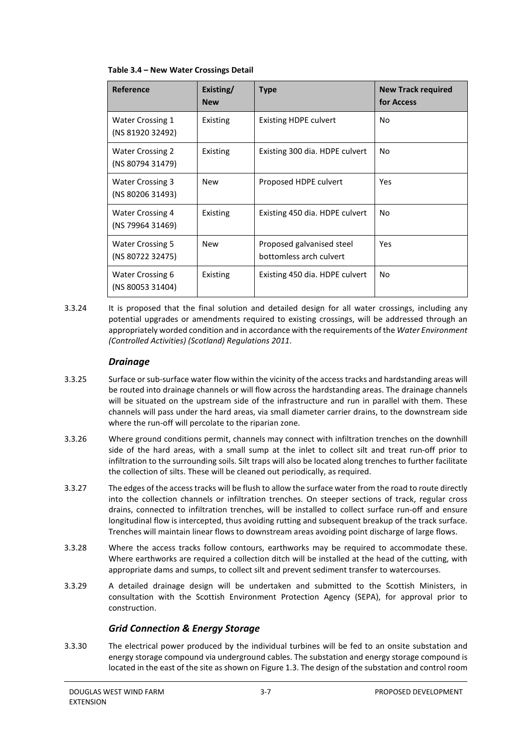**Table 3.4 – New Water Crossings Detail**

| Reference | Existing/ New | Type | New Track required for Access |
|---|---|---|---|
| Water Crossing 1 (NS 81920 32492) | Existing | Existing HDPE culvert | No |
| Water Crossing 2 (NS 80794 31479) | Existing | Existing 300 dia. HDPE culvert | No |
| Water Crossing 3 (NS 80206 31493) | New | Proposed HDPE culvert | Yes |
| Water Crossing 4 (NS 79964 31469) | Existing | Existing 450 dia. HDPE culvert | No |
| Water Crossing 5 (NS 80722 32475) | New | Proposed galvanised steel bottomless arch culvert | Yes |
| Water Crossing 6 (NS 80053 31404) | Existing | Existing 450 dia. HDPE culvert | No |

3.3.24 It is proposed that the final solution and detailed design for all water crossings, including any potential upgrades or amendments required to existing crossings, will be addressed through an appropriately worded condition and in accordance with the requirements of the *Water Environment (Controlled Activities) (Scotland) Regulations 2011*.

### *Drainage*

3.3.25 Surface or sub-surface water flow within the vicinity of the access tracks and hardstanding areas will be routed into drainage channels or will flow across the hardstanding areas. The drainage channels will be situated on the upstream side of the infrastructure and run in parallel with them. These channels will pass under the hard areas, via small diameter carrier drains, to the downstream side where the run-off will percolate to the riparian zone.

3.3.26 Where ground conditions permit, channels may connect with infiltration trenches on the downhill side of the hard areas, with a small sump at the inlet to collect silt and treat run-off prior to infiltration to the surrounding soils. Silt traps will also be located along trenches to further facilitate the collection of silts. These will be cleaned out periodically, as required.

3.3.27 The edges of the access tracks will be flush to allow the surface water from the road to route directly into the collection channels or infiltration trenches. On steeper sections of track, regular cross drains, connected to infiltration trenches, will be installed to collect surface run-off and ensure longitudinal flow is intercepted, thus avoiding rutting and subsequent breakup of the track surface. Trenches will maintain linear flows to downstream areas avoiding point discharge of large flows.

3.3.28 Where the access tracks follow contours, earthworks may be required to accommodate these. Where earthworks are required a collection ditch will be installed at the head of the cutting, with appropriate dams and sumps, to collect silt and prevent sediment transfer to watercourses.

3.3.29 A detailed drainage design will be undertaken and submitted to the Scottish Ministers, in consultation with the Scottish Environment Protection Agency (SEPA), for approval prior to construction.

### *Grid Connection & Energy Storage*

3.3.30 The electrical power produced by the individual turbines will be fed to an onsite substation and energy storage compound via underground cables. The substation and energy storage compound is located in the east of the site as shown on Figure 1.3. The design of the substation and control room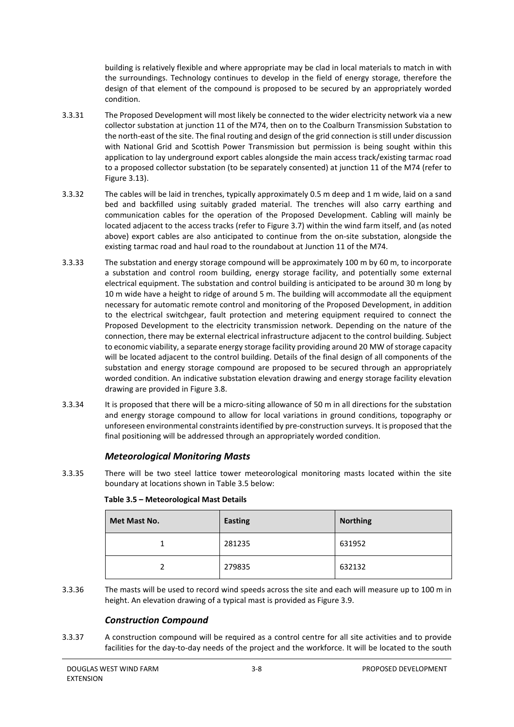building is relatively flexible and where appropriate may be clad in local materials to match in with the surroundings. Technology continues to develop in the field of energy storage, therefore the design of that element of the compound is proposed to be secured by an appropriately worded condition.

3.3.31 The Proposed Development will most likely be connected to the wider electricity network via a new collector substation at junction 11 of the M74, then on to the Coalburn Transmission Substation to the north-east of the site. The final routing and design of the grid connection is still under discussion with National Grid and Scottish Power Transmission but permission is being sought within this application to lay underground export cables alongside the main access track/existing tarmac road to a proposed collector substation (to be separately consented) at junction 11 of the M74 (refer to Figure 3.13).

3.3.32 The cables will be laid in trenches, typically approximately 0.5 m deep and 1 m wide, laid on a sand bed and backfilled using suitably graded material. The trenches will also carry earthing and communication cables for the operation of the Proposed Development. Cabling will mainly be located adjacent to the access tracks (refer to Figure 3.7) within the wind farm itself, and (as noted above) export cables are also anticipated to continue from the on-site substation, alongside the existing tarmac road and haul road to the roundabout at Junction 11 of the M74.

3.3.33 The substation and energy storage compound will be approximately 100 m by 60 m, to incorporate a substation and control room building, energy storage facility, and potentially some external electrical equipment. The substation and control building is anticipated to be around 30 m long by 10 m wide have a height to ridge of around 5 m. The building will accommodate all the equipment necessary for automatic remote control and monitoring of the Proposed Development, in addition to the electrical switchgear, fault protection and metering equipment required to connect the Proposed Development to the electricity transmission network. Depending on the nature of the connection, there may be external electrical infrastructure adjacent to the control building. Subject to economic viability, a separate energy storage facility providing around 20 MW of storage capacity will be located adjacent to the control building. Details of the final design of all components of the substation and energy storage compound are proposed to be secured through an appropriately worded condition. An indicative substation elevation drawing and energy storage facility elevation drawing are provided in Figure 3.8.

3.3.34 It is proposed that there will be a micro-siting allowance of 50 m in all directions for the substation and energy storage compound to allow for local variations in ground conditions, topography or unforeseen environmental constraints identified by pre-construction surveys. It is proposed that the final positioning will be addressed through an appropriately worded condition.

### *Meteorological Monitoring Masts*

3.3.35 There will be two steel lattice tower meteorological monitoring masts located within the site boundary at locations shown in Table 3.5 below:

**Table 3.5 – Meteorological Mast Details**

| Met Mast No. | Easting | Northing |
|---|---|---|
| 1 | 281235 | 631952 |
| 2 | 279835 | 632132 |

3.3.36 The masts will be used to record wind speeds across the site and each will measure up to 100 m in height. An elevation drawing of a typical mast is provided as Figure 3.9.

### *Construction Compound*

3.3.37 A construction compound will be required as a control centre for all site activities and to provide facilities for the day-to-day needs of the project and the workforce. It will be located to the south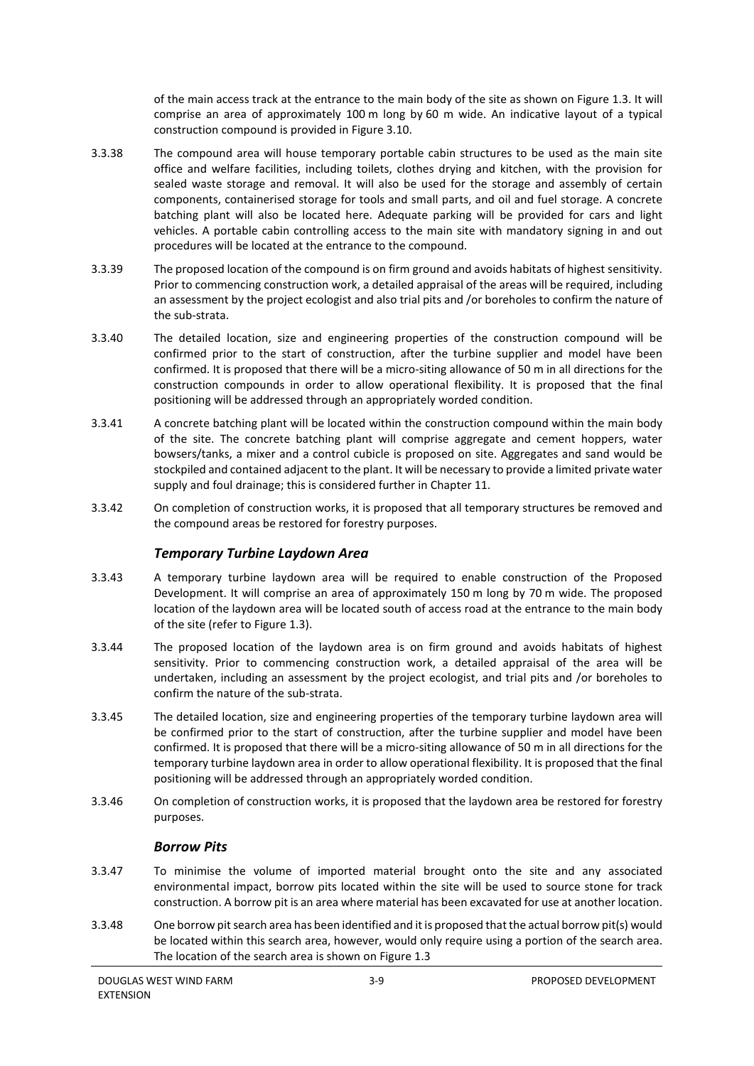of the main access track at the entrance to the main body of the site as shown on Figure 1.3. It will comprise an area of approximately 100 m long by 60 m wide. An indicative layout of a typical construction compound is provided in Figure 3.10.

3.3.38 The compound area will house temporary portable cabin structures to be used as the main site office and welfare facilities, including toilets, clothes drying and kitchen, with the provision for sealed waste storage and removal. It will also be used for the storage and assembly of certain components, containerised storage for tools and small parts, and oil and fuel storage. A concrete batching plant will also be located here. Adequate parking will be provided for cars and light vehicles. A portable cabin controlling access to the main site with mandatory signing in and out procedures will be located at the entrance to the compound.

3.3.39 The proposed location of the compound is on firm ground and avoids habitats of highest sensitivity. Prior to commencing construction work, a detailed appraisal of the areas will be required, including an assessment by the project ecologist and also trial pits and /or boreholes to confirm the nature of the sub-strata.

3.3.40 The detailed location, size and engineering properties of the construction compound will be confirmed prior to the start of construction, after the turbine supplier and model have been confirmed. It is proposed that there will be a micro-siting allowance of 50 m in all directions for the construction compounds in order to allow operational flexibility. It is proposed that the final positioning will be addressed through an appropriately worded condition.

3.3.41 A concrete batching plant will be located within the construction compound within the main body of the site. The concrete batching plant will comprise aggregate and cement hoppers, water bowsers/tanks, a mixer and a control cubicle is proposed on site. Aggregates and sand would be stockpiled and contained adjacent to the plant. It will be necessary to provide a limited private water supply and foul drainage; this is considered further in Chapter 11.

3.3.42 On completion of construction works, it is proposed that all temporary structures be removed and the compound areas be restored for forestry purposes.

### *Temporary Turbine Laydown Area*

3.3.43 A temporary turbine laydown area will be required to enable construction of the Proposed Development. It will comprise an area of approximately 150 m long by 70 m wide. The proposed location of the laydown area will be located south of access road at the entrance to the main body of the site (refer to Figure 1.3).

3.3.44 The proposed location of the laydown area is on firm ground and avoids habitats of highest sensitivity. Prior to commencing construction work, a detailed appraisal of the area will be undertaken, including an assessment by the project ecologist, and trial pits and /or boreholes to confirm the nature of the sub-strata.

3.3.45 The detailed location, size and engineering properties of the temporary turbine laydown area will be confirmed prior to the start of construction, after the turbine supplier and model have been confirmed. It is proposed that there will be a micro-siting allowance of 50 m in all directions for the temporary turbine laydown area in order to allow operational flexibility. It is proposed that the final positioning will be addressed through an appropriately worded condition.

3.3.46 On completion of construction works, it is proposed that the laydown area be restored for forestry purposes.

### *Borrow Pits*

3.3.47 To minimise the volume of imported material brought onto the site and any associated environmental impact, borrow pits located within the site will be used to source stone for track construction. A borrow pit is an area where material has been excavated for use at another location.

3.3.48 One borrow pit search area has been identified and it is proposed that the actual borrow pit(s) would be located within this search area, however, would only require using a portion of the search area. The location of the search area is shown on Figure 1.3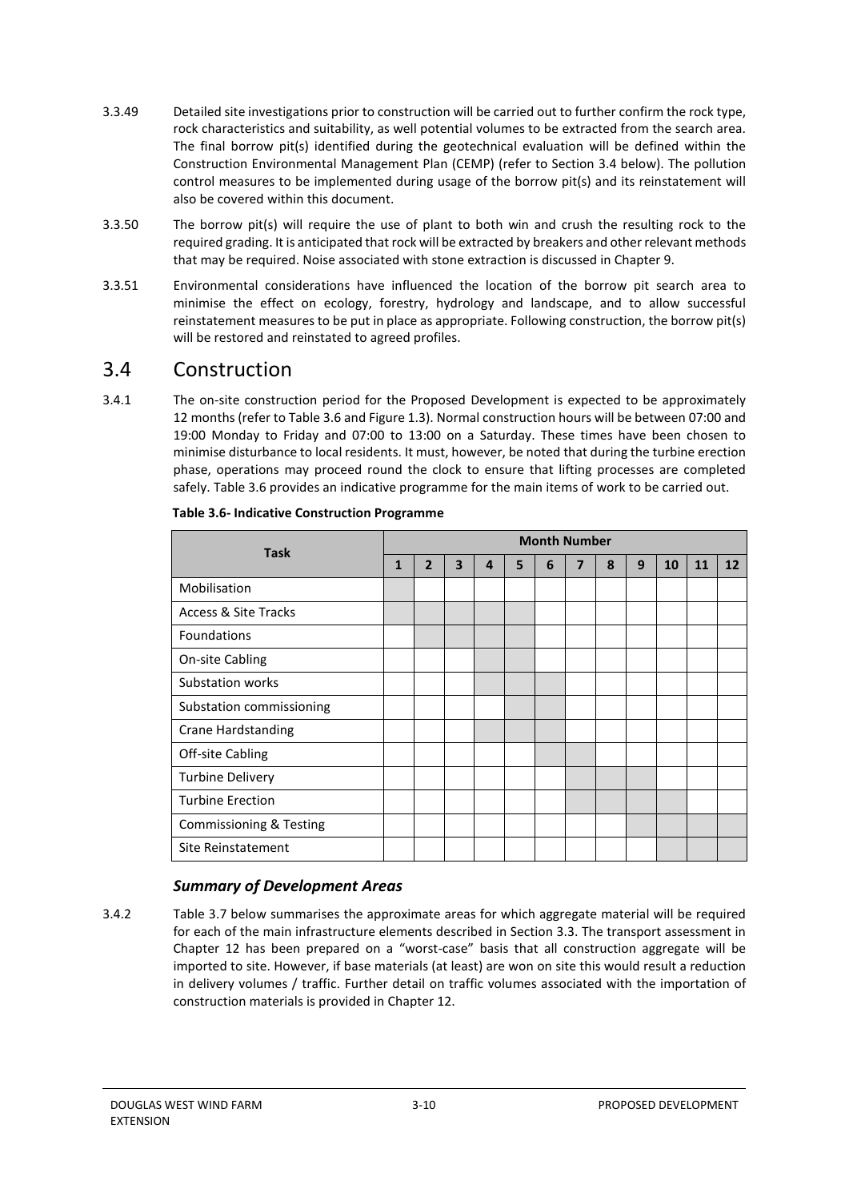3.3.49 Detailed site investigations prior to construction will be carried out to further confirm the rock type, rock characteristics and suitability, as well potential volumes to be extracted from the search area. The final borrow pit(s) identified during the geotechnical evaluation will be defined within the Construction Environmental Management Plan (CEMP) (refer to Section 3.4 below). The pollution control measures to be implemented during usage of the borrow pit(s) and its reinstatement will also be covered within this document.

3.3.50 The borrow pit(s) will require the use of plant to both win and crush the resulting rock to the required grading. It is anticipated that rock will be extracted by breakers and other relevant methods that may be required. Noise associated with stone extraction is discussed in Chapter 9.

3.3.51 Environmental considerations have influenced the location of the borrow pit search area to minimise the effect on ecology, forestry, hydrology and landscape, and to allow successful reinstatement measures to be put in place as appropriate. Following construction, the borrow pit(s) will be restored and reinstated to agreed profiles.

## 3.4 Construction

3.4.1 The on-site construction period for the Proposed Development is expected to be approximately 12 months (refer to Table 3.6 and Figure 1.3). Normal construction hours will be between 07:00 and 19:00 Monday to Friday and 07:00 to 13:00 on a Saturday. These times have been chosen to minimise disturbance to local residents. It must, however, be noted that during the turbine erection phase, operations may proceed round the clock to ensure that lifting processes are completed safely. Table 3.6 provides an indicative programme for the main items of work to be carried out.

**Table 3.6- Indicative Construction Programme**

| Task | Month Number | | | | | | | | | | | |
|---|---|---|---|---|---|---|---|---|---|---|---|---|
| | 1 | 2 | 3 | 4 | 5 | 6 | 7 | 8 | 9 | 10 | 11 | 12 |
| Mobilisation | ■ | | | | | | | | | | | |
| Access & Site Tracks | ■ | ■ | ■ | ■ | ■ | | | | | | | |
| Foundations | | ■ | ■ | ■ | ■ | | | | | | | |
| On-site Cabling | | | | ■ | ■ | | | | | | | |
| Substation works | | | | ■ | ■ | ■ | | | | | | |
| Substation commissioning | | | | | ■ | ■ | | | | | | |
| Crane Hardstanding | | | | ■ | ■ | ■ | | | | | | |
| Off-site Cabling | | | | | | ■ | ■ | | | | | |
| Turbine Delivery | | | | | | | ■ | ■ | ■ | | | |
| Turbine Erection | | | | | | | ■ | ■ | ■ | ■ | | |
| Commissioning & Testing | | | | | | | | | ■ | ■ | ■ | ■ |
| Site Reinstatement | | | | | | | | | | ■ | ■ | ■ |

### *Summary of Development Areas*

3.4.2 Table 3.7 below summarises the approximate areas for which aggregate material will be required for each of the main infrastructure elements described in Section 3.3. The transport assessment in Chapter 12 has been prepared on a "worst-case" basis that all construction aggregate will be imported to site. However, if base materials (at least) are won on site this would result a reduction in delivery volumes / traffic. Further detail on traffic volumes associated with the importation of construction materials is provided in Chapter 12.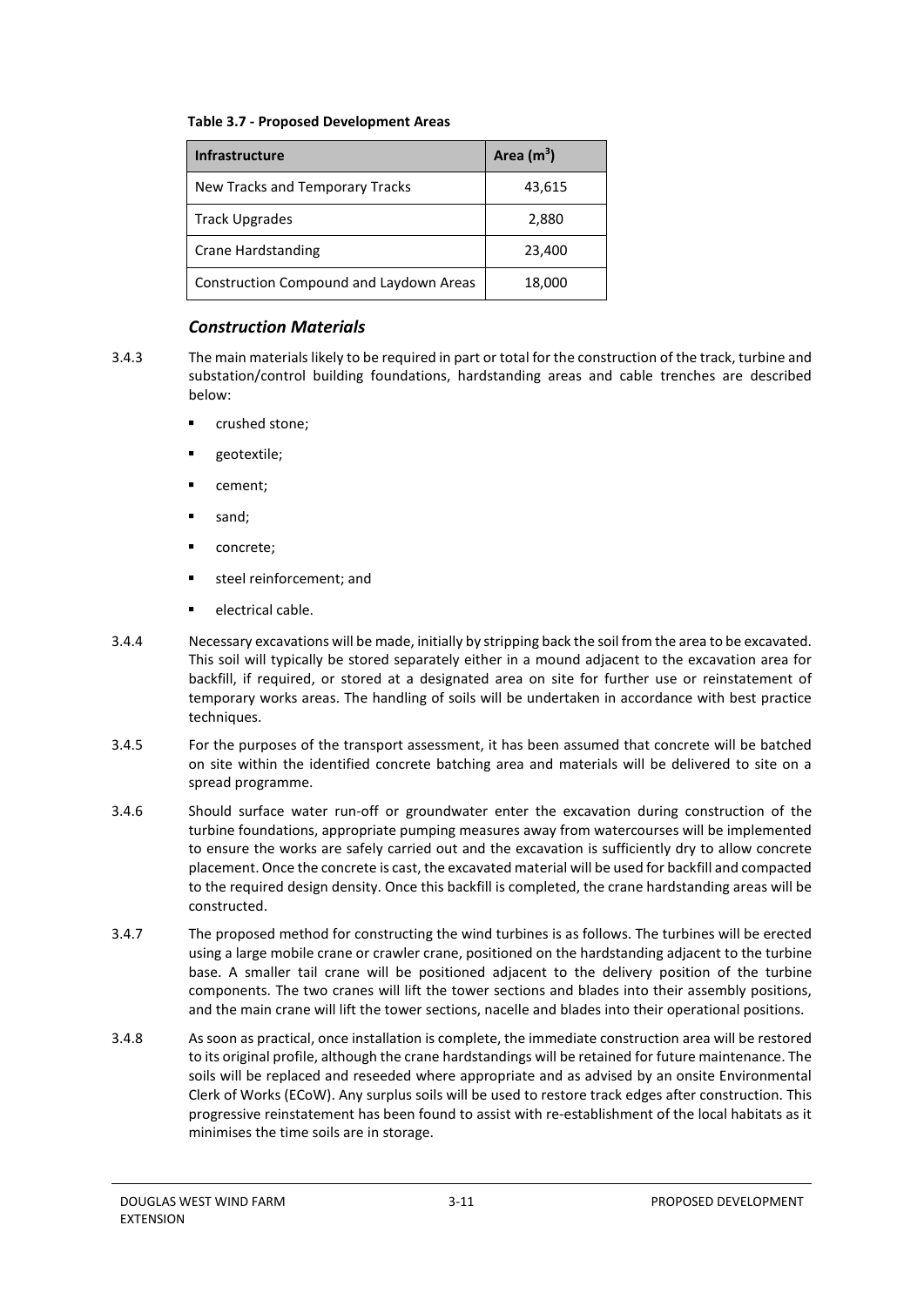**Table 3.7 - Proposed Development Areas**

| Infrastructure | Area ($m^3$) |
|---|---|
| New Tracks and Temporary Tracks | 43,615 |
| Track Upgrades | 2,880 |
| Crane Hardstanding | 23,400 |
| Construction Compound and Laydown Areas | 18,000 |

### *Construction Materials*

3.4.3 The main materials likely to be required in part or total for the construction of the track, turbine and substation/control building foundations, hardstanding areas and cable trenches are described below:

- crushed stone;
- geotextile;
- cement;
- sand;
- concrete;
- steel reinforcement; and
- electrical cable.

3.4.4 Necessary excavations will be made, initially by stripping back the soil from the area to be excavated. This soil will typically be stored separately either in a mound adjacent to the excavation area for backfill, if required, or stored at a designated area on site for further use or reinstatement of temporary works areas. The handling of soils will be undertaken in accordance with best practice techniques.

3.4.5 For the purposes of the transport assessment, it has been assumed that concrete will be batched on site within the identified concrete batching area and materials will be delivered to site on a spread programme.

3.4.6 Should surface water run-off or groundwater enter the excavation during construction of the turbine foundations, appropriate pumping measures away from watercourses will be implemented to ensure the works are safely carried out and the excavation is sufficiently dry to allow concrete placement. Once the concrete is cast, the excavated material will be used for backfill and compacted to the required design density. Once this backfill is completed, the crane hardstanding areas will be constructed.

3.4.7 The proposed method for constructing the wind turbines is as follows. The turbines will be erected using a large mobile crane or crawler crane, positioned on the hardstanding adjacent to the turbine base. A smaller tail crane will be positioned adjacent to the delivery position of the turbine components. The two cranes will lift the tower sections and blades into their assembly positions, and the main crane will lift the tower sections, nacelle and blades into their operational positions.

3.4.8 As soon as practical, once installation is complete, the immediate construction area will be restored to its original profile, although the crane hardstandings will be retained for future maintenance. The soils will be replaced and reseeded where appropriate and as advised by an onsite Environmental Clerk of Works (ECoW). Any surplus soils will be used to restore track edges after construction. This progressive reinstatement has been found to assist with re-establishment of the local habitats as it minimises the time soils are in storage.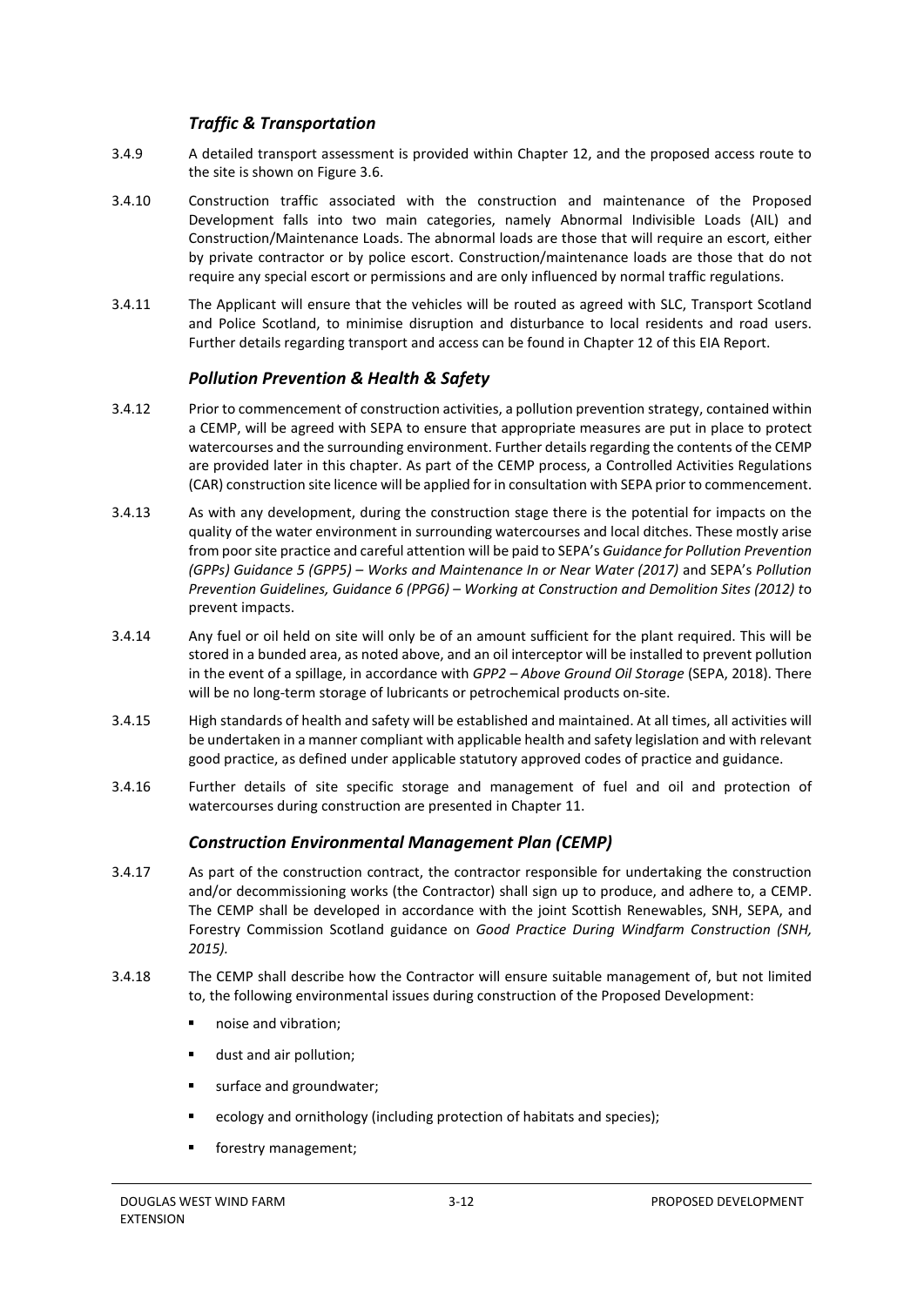### *Traffic & Transportation*

3.4.9 A detailed transport assessment is provided within Chapter 12, and the proposed access route to the site is shown on Figure 3.6.

3.4.10 Construction traffic associated with the construction and maintenance of the Proposed Development falls into two main categories, namely Abnormal Indivisible Loads (AIL) and Construction/Maintenance Loads. The abnormal loads are those that will require an escort, either by private contractor or by police escort. Construction/maintenance loads are those that do not require any special escort or permissions and are only influenced by normal traffic regulations.

3.4.11 The Applicant will ensure that the vehicles will be routed as agreed with SLC, Transport Scotland and Police Scotland, to minimise disruption and disturbance to local residents and road users. Further details regarding transport and access can be found in Chapter 12 of this EIA Report.

### *Pollution Prevention & Health & Safety*

3.4.12 Prior to commencement of construction activities, a pollution prevention strategy, contained within a CEMP, will be agreed with SEPA to ensure that appropriate measures are put in place to protect watercourses and the surrounding environment. Further details regarding the contents of the CEMP are provided later in this chapter. As part of the CEMP process, a Controlled Activities Regulations (CAR) construction site licence will be applied for in consultation with SEPA prior to commencement.

3.4.13 As with any development, during the construction stage there is the potential for impacts on the quality of the water environment in surrounding watercourses and local ditches. These mostly arise from poor site practice and careful attention will be paid to SEPA's *Guidance for Pollution Prevention (GPPs) Guidance 5 (GPP5) – Works and Maintenance In or Near Water (2017)* and SEPA's *Pollution Prevention Guidelines, Guidance 6 (PPG6) – Working at Construction and Demolition Sites (2012)* to prevent impacts.

3.4.14 Any fuel or oil held on site will only be of an amount sufficient for the plant required. This will be stored in a bunded area, as noted above, and an oil interceptor will be installed to prevent pollution in the event of a spillage, in accordance with *GPP2 – Above Ground Oil Storage* (SEPA, 2018). There will be no long-term storage of lubricants or petrochemical products on-site.

3.4.15 High standards of health and safety will be established and maintained. At all times, all activities will be undertaken in a manner compliant with applicable health and safety legislation and with relevant good practice, as defined under applicable statutory approved codes of practice and guidance.

3.4.16 Further details of site specific storage and management of fuel and oil and protection of watercourses during construction are presented in Chapter 11.

### *Construction Environmental Management Plan (CEMP)*

3.4.17 As part of the construction contract, the contractor responsible for undertaking the construction and/or decommissioning works (the Contractor) shall sign up to produce, and adhere to, a CEMP. The CEMP shall be developed in accordance with the joint Scottish Renewables, SNH, SEPA, and Forestry Commission Scotland guidance on *Good Practice During Windfarm Construction (SNH, 2015).*

3.4.18 The CEMP shall describe how the Contractor will ensure suitable management of, but not limited to, the following environmental issues during construction of the Proposed Development:

- noise and vibration;
- dust and air pollution;
- surface and groundwater;
- ecology and ornithology (including protection of habitats and species);
- forestry management;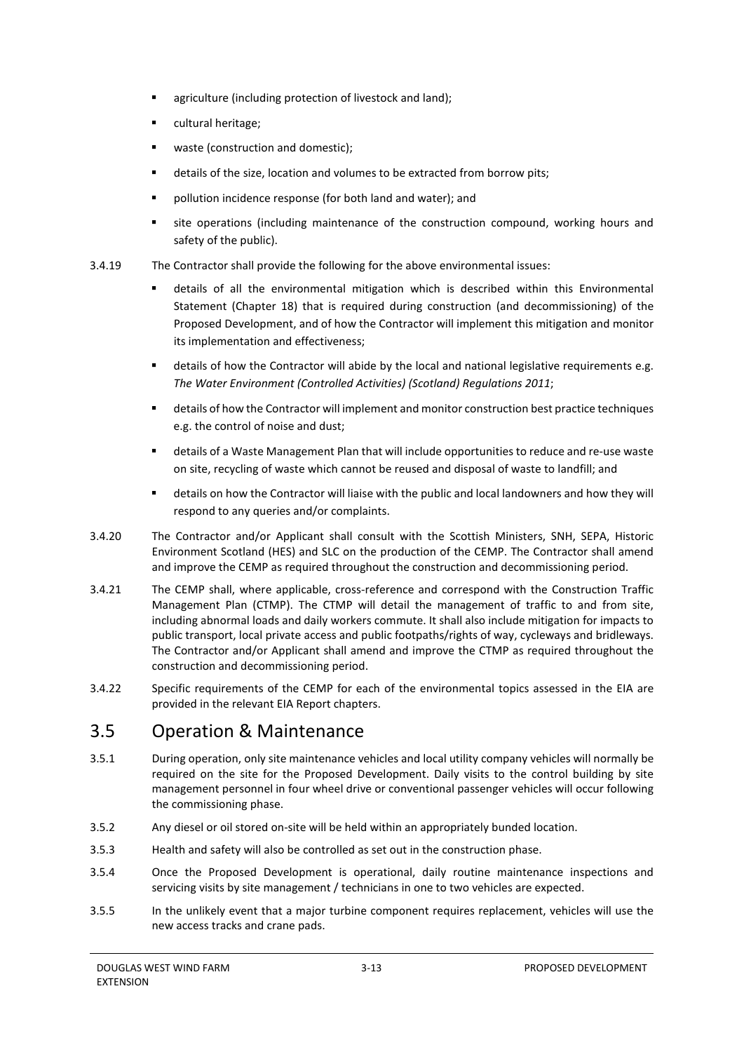- agriculture (including protection of livestock and land);
- cultural heritage;
- waste (construction and domestic);
- details of the size, location and volumes to be extracted from borrow pits;
- pollution incidence response (for both land and water); and
- site operations (including maintenance of the construction compound, working hours and safety of the public).

3.4.19 The Contractor shall provide the following for the above environmental issues:

- details of all the environmental mitigation which is described within this Environmental Statement (Chapter 18) that is required during construction (and decommissioning) of the Proposed Development, and of how the Contractor will implement this mitigation and monitor its implementation and effectiveness;
- details of how the Contractor will abide by the local and national legislative requirements e.g. *The Water Environment (Controlled Activities) (Scotland) Regulations 2011*;
- details of how the Contractor will implement and monitor construction best practice techniques e.g. the control of noise and dust;
- details of a Waste Management Plan that will include opportunities to reduce and re-use waste on site, recycling of waste which cannot be reused and disposal of waste to landfill; and
- details on how the Contractor will liaise with the public and local landowners and how they will respond to any queries and/or complaints.

3.4.20 The Contractor and/or Applicant shall consult with the Scottish Ministers, SNH, SEPA, Historic Environment Scotland (HES) and SLC on the production of the CEMP. The Contractor shall amend and improve the CEMP as required throughout the construction and decommissioning period.

3.4.21 The CEMP shall, where applicable, cross-reference and correspond with the Construction Traffic Management Plan (CTMP). The CTMP will detail the management of traffic to and from site, including abnormal loads and daily workers commute. It shall also include mitigation for impacts to public transport, local private access and public footpaths/rights of way, cycleways and bridleways. The Contractor and/or Applicant shall amend and improve the CTMP as required throughout the construction and decommissioning period.

3.4.22 Specific requirements of the CEMP for each of the environmental topics assessed in the EIA are provided in the relevant EIA Report chapters.

## 3.5 Operation & Maintenance

3.5.1 During operation, only site maintenance vehicles and local utility company vehicles will normally be required on the site for the Proposed Development. Daily visits to the control building by site management personnel in four wheel drive or conventional passenger vehicles will occur following the commissioning phase.

3.5.2 Any diesel or oil stored on-site will be held within an appropriately bunded location.

3.5.3 Health and safety will also be controlled as set out in the construction phase.

3.5.4 Once the Proposed Development is operational, daily routine maintenance inspections and servicing visits by site management / technicians in one to two vehicles are expected.

3.5.5 In the unlikely event that a major turbine component requires replacement, vehicles will use the new access tracks and crane pads.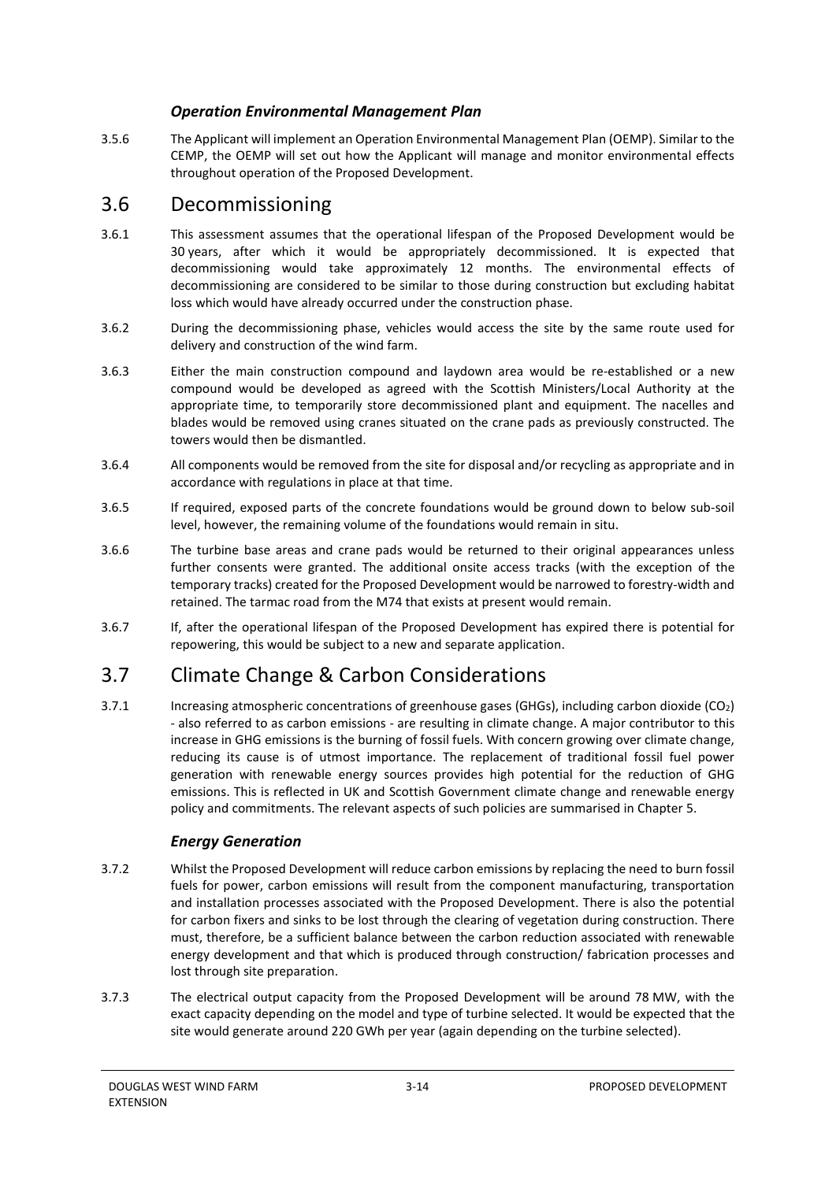### *Operation Environmental Management Plan*

3.5.6 The Applicant will implement an Operation Environmental Management Plan (OEMP). Similar to the CEMP, the OEMP will set out how the Applicant will manage and monitor environmental effects throughout operation of the Proposed Development.

## 3.6 Decommissioning

3.6.1 This assessment assumes that the operational lifespan of the Proposed Development would be 30 years, after which it would be appropriately decommissioned. It is expected that decommissioning would take approximately 12 months. The environmental effects of decommissioning are considered to be similar to those during construction but excluding habitat loss which would have already occurred under the construction phase.

3.6.2 During the decommissioning phase, vehicles would access the site by the same route used for delivery and construction of the wind farm.

3.6.3 Either the main construction compound and laydown area would be re-established or a new compound would be developed as agreed with the Scottish Ministers/Local Authority at the appropriate time, to temporarily store decommissioned plant and equipment. The nacelles and blades would be removed using cranes situated on the crane pads as previously constructed. The towers would then be dismantled.

3.6.4 All components would be removed from the site for disposal and/or recycling as appropriate and in accordance with regulations in place at that time.

3.6.5 If required, exposed parts of the concrete foundations would be ground down to below sub-soil level, however, the remaining volume of the foundations would remain in situ.

3.6.6 The turbine base areas and crane pads would be returned to their original appearances unless further consents were granted. The additional onsite access tracks (with the exception of the temporary tracks) created for the Proposed Development would be narrowed to forestry-width and retained. The tarmac road from the M74 that exists at present would remain.

3.6.7 If, after the operational lifespan of the Proposed Development has expired there is potential for repowering, this would be subject to a new and separate application.

## 3.7 Climate Change & Carbon Considerations

3.7.1 Increasing atmospheric concentrations of greenhouse gases (GHGs), including carbon dioxide ($CO_2$) - also referred to as carbon emissions - are resulting in climate change. A major contributor to this increase in GHG emissions is the burning of fossil fuels. With concern growing over climate change, reducing its cause is of utmost importance. The replacement of traditional fossil fuel power generation with renewable energy sources provides high potential for the reduction of GHG emissions. This is reflected in UK and Scottish Government climate change and renewable energy policy and commitments. The relevant aspects of such policies are summarised in Chapter 5.

### *Energy Generation*

3.7.2 Whilst the Proposed Development will reduce carbon emissions by replacing the need to burn fossil fuels for power, carbon emissions will result from the component manufacturing, transportation and installation processes associated with the Proposed Development. There is also the potential for carbon fixers and sinks to be lost through the clearing of vegetation during construction. There must, therefore, be a sufficient balance between the carbon reduction associated with renewable energy development and that which is produced through construction/ fabrication processes and lost through site preparation.

3.7.3 The electrical output capacity from the Proposed Development will be around 78 MW, with the exact capacity depending on the model and type of turbine selected. It would be expected that the site would generate around 220 GWh per year (again depending on the turbine selected).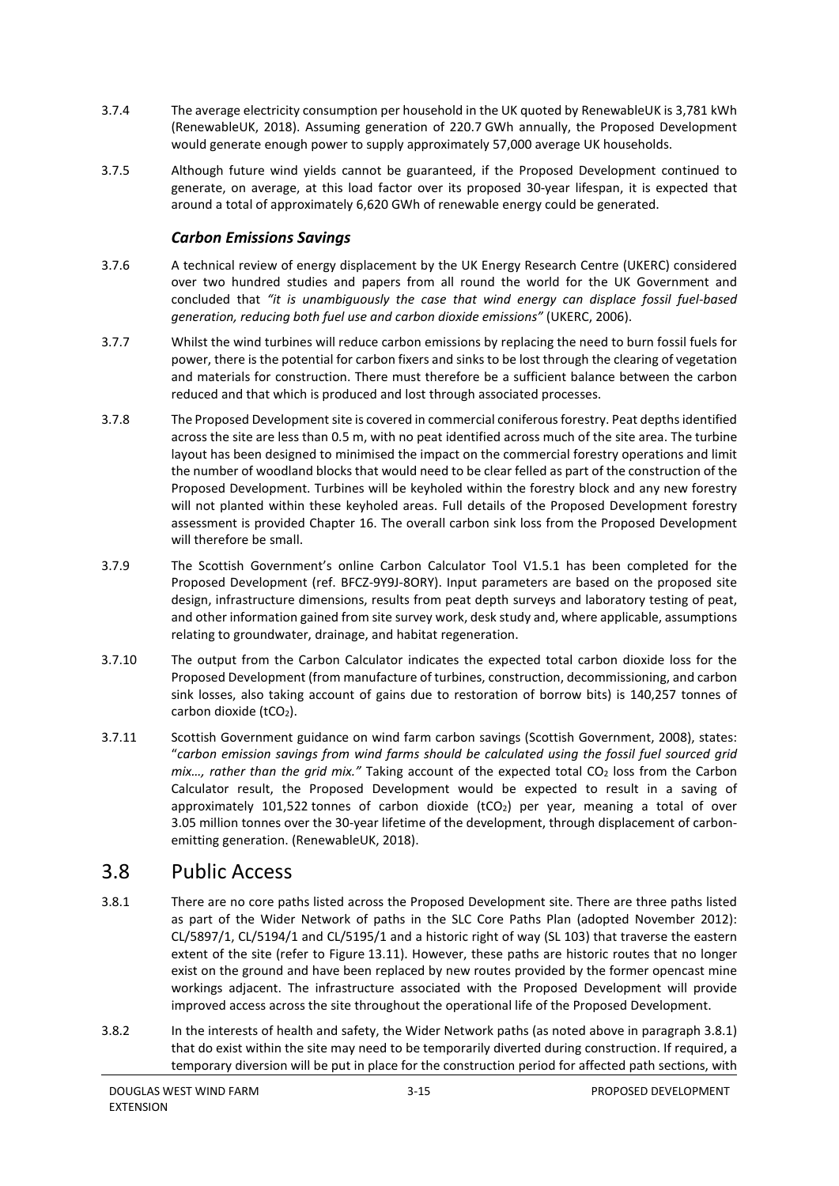3.7.4 The average electricity consumption per household in the UK quoted by RenewableUK is 3,781 kWh (RenewableUK, 2018). Assuming generation of 220.7 GWh annually, the Proposed Development would generate enough power to supply approximately 57,000 average UK households.

3.7.5 Although future wind yields cannot be guaranteed, if the Proposed Development continued to generate, on average, at this load factor over its proposed 30-year lifespan, it is expected that around a total of approximately 6,620 GWh of renewable energy could be generated.

### *Carbon Emissions Savings*

3.7.6 A technical review of energy displacement by the UK Energy Research Centre (UKERC) considered over two hundred studies and papers from all round the world for the UK Government and concluded that *"it is unambiguously the case that wind energy can displace fossil fuel-based generation, reducing both fuel use and carbon dioxide emissions"* (UKERC, 2006).

3.7.7 Whilst the wind turbines will reduce carbon emissions by replacing the need to burn fossil fuels for power, there is the potential for carbon fixers and sinks to be lost through the clearing of vegetation and materials for construction. There must therefore be a sufficient balance between the carbon reduced and that which is produced and lost through associated processes.

3.7.8 The Proposed Development site is covered in commercial coniferous forestry. Peat depths identified across the site are less than 0.5 m, with no peat identified across much of the site area. The turbine layout has been designed to minimised the impact on the commercial forestry operations and limit the number of woodland blocks that would need to be clear felled as part of the construction of the Proposed Development. Turbines will be keyholed within the forestry block and any new forestry will not planted within these keyholed areas. Full details of the Proposed Development forestry assessment is provided Chapter 16. The overall carbon sink loss from the Proposed Development will therefore be small.

3.7.9 The Scottish Government's online Carbon Calculator Tool V1.5.1 has been completed for the Proposed Development (ref. BFCZ-9Y9J-8ORY). Input parameters are based on the proposed site design, infrastructure dimensions, results from peat depth surveys and laboratory testing of peat, and other information gained from site survey work, desk study and, where applicable, assumptions relating to groundwater, drainage, and habitat regeneration.

3.7.10 The output from the Carbon Calculator indicates the expected total carbon dioxide loss for the Proposed Development (from manufacture of turbines, construction, decommissioning, and carbon sink losses, also taking account of gains due to restoration of borrow bits) is 140,257 tonnes of carbon dioxide ($tCO_2$).

3.7.11 Scottish Government guidance on wind farm carbon savings (Scottish Government, 2008), states: "*carbon emission savings from wind farms should be calculated using the fossil fuel sourced grid mix…, rather than the grid mix."* Taking account of the expected total $CO_2$ loss from the Carbon Calculator result, the Proposed Development would be expected to result in a saving of approximately 101,522 tonnes of carbon dioxide ($tCO_2$) per year, meaning a total of over 3.05 million tonnes over the 30-year lifetime of the development, through displacement of carbon-emitting generation. (RenewableUK, 2018).

## 3.8 Public Access

3.8.1 There are no core paths listed across the Proposed Development site. There are three paths listed as part of the Wider Network of paths in the SLC Core Paths Plan (adopted November 2012): CL/5897/1, CL/5194/1 and CL/5195/1 and a historic right of way (SL 103) that traverse the eastern extent of the site (refer to Figure 13.11). However, these paths are historic routes that no longer exist on the ground and have been replaced by new routes provided by the former opencast mine workings adjacent. The infrastructure associated with the Proposed Development will provide improved access across the site throughout the operational life of the Proposed Development.

3.8.2 In the interests of health and safety, the Wider Network paths (as noted above in paragraph 3.8.1) that do exist within the site may need to be temporarily diverted during construction. If required, a temporary diversion will be put in place for the construction period for affected path sections, with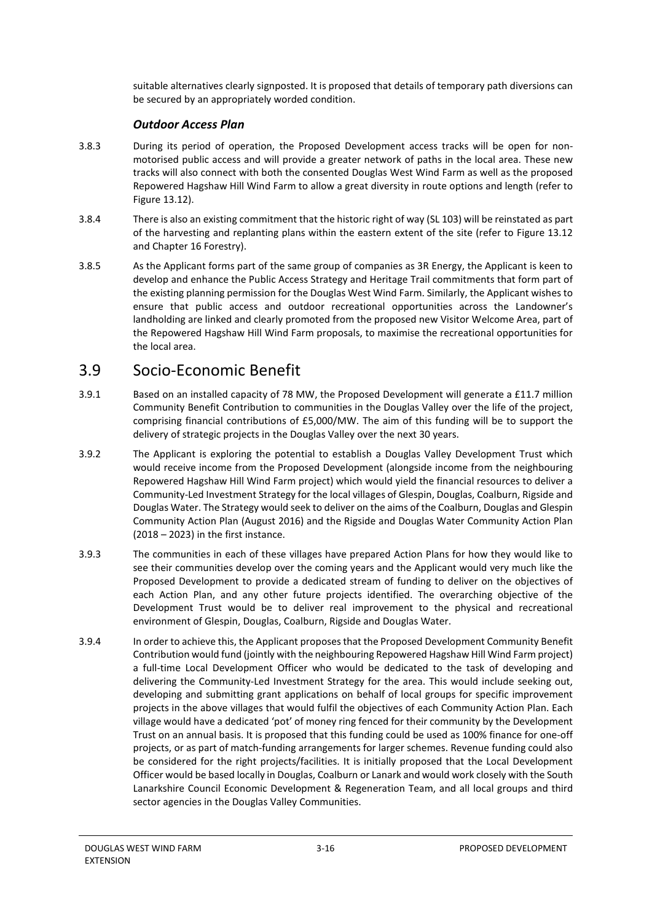suitable alternatives clearly signposted. It is proposed that details of temporary path diversions can be secured by an appropriately worded condition.

### *Outdoor Access Plan*

3.8.3 During its period of operation, the Proposed Development access tracks will be open for non-motorised public access and will provide a greater network of paths in the local area. These new tracks will also connect with both the consented Douglas West Wind Farm as well as the proposed Repowered Hagshaw Hill Wind Farm to allow a great diversity in route options and length (refer to Figure 13.12).

3.8.4 There is also an existing commitment that the historic right of way (SL 103) will be reinstated as part of the harvesting and replanting plans within the eastern extent of the site (refer to Figure 13.12 and Chapter 16 Forestry).

3.8.5 As the Applicant forms part of the same group of companies as 3R Energy, the Applicant is keen to develop and enhance the Public Access Strategy and Heritage Trail commitments that form part of the existing planning permission for the Douglas West Wind Farm. Similarly, the Applicant wishes to ensure that public access and outdoor recreational opportunities across the Landowner's landholding are linked and clearly promoted from the proposed new Visitor Welcome Area, part of the Repowered Hagshaw Hill Wind Farm proposals, to maximise the recreational opportunities for the local area.

## 3.9 Socio-Economic Benefit

3.9.1 Based on an installed capacity of 78 MW, the Proposed Development will generate a £11.7 million Community Benefit Contribution to communities in the Douglas Valley over the life of the project, comprising financial contributions of £5,000/MW. The aim of this funding will be to support the delivery of strategic projects in the Douglas Valley over the next 30 years.

3.9.2 The Applicant is exploring the potential to establish a Douglas Valley Development Trust which would receive income from the Proposed Development (alongside income from the neighbouring Repowered Hagshaw Hill Wind Farm project) which would yield the financial resources to deliver a Community-Led Investment Strategy for the local villages of Glespin, Douglas, Coalburn, Rigside and Douglas Water. The Strategy would seek to deliver on the aims of the Coalburn, Douglas and Glespin Community Action Plan (August 2016) and the Rigside and Douglas Water Community Action Plan (2018 – 2023) in the first instance.

3.9.3 The communities in each of these villages have prepared Action Plans for how they would like to see their communities develop over the coming years and the Applicant would very much like the Proposed Development to provide a dedicated stream of funding to deliver on the objectives of each Action Plan, and any other future projects identified. The overarching objective of the Development Trust would be to deliver real improvement to the physical and recreational environment of Glespin, Douglas, Coalburn, Rigside and Douglas Water.

3.9.4 In order to achieve this, the Applicant proposes that the Proposed Development Community Benefit Contribution would fund (jointly with the neighbouring Repowered Hagshaw Hill Wind Farm project) a full-time Local Development Officer who would be dedicated to the task of developing and delivering the Community-Led Investment Strategy for the area. This would include seeking out, developing and submitting grant applications on behalf of local groups for specific improvement projects in the above villages that would fulfil the objectives of each Community Action Plan. Each village would have a dedicated 'pot' of money ring fenced for their community by the Development Trust on an annual basis. It is proposed that this funding could be used as 100% finance for one-off projects, or as part of match-funding arrangements for larger schemes. Revenue funding could also be considered for the right projects/facilities. It is initially proposed that the Local Development Officer would be based locally in Douglas, Coalburn or Lanark and would work closely with the South Lanarkshire Council Economic Development & Regeneration Team, and all local groups and third sector agencies in the Douglas Valley Communities.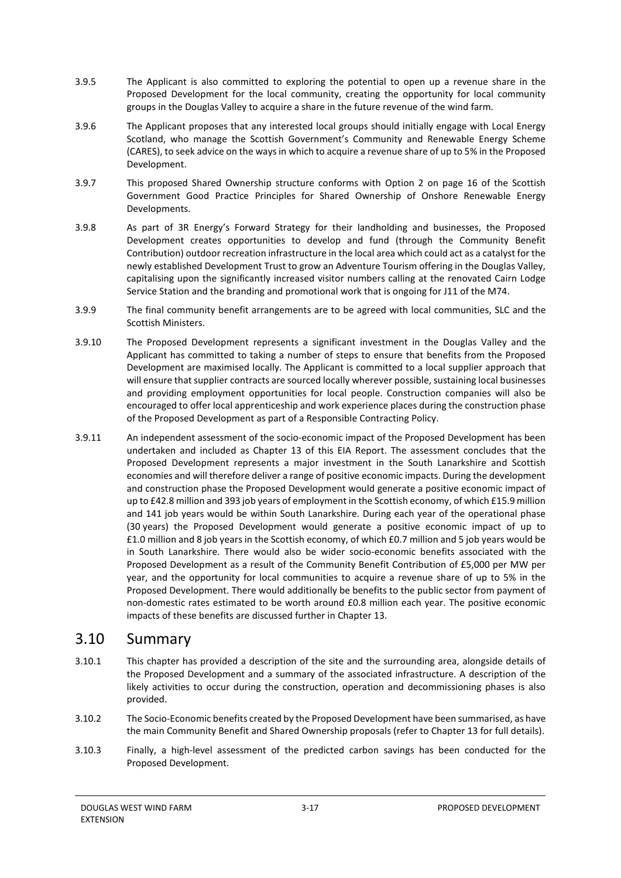3.9.5 The Applicant is also committed to exploring the potential to open up a revenue share in the Proposed Development for the local community, creating the opportunity for local community groups in the Douglas Valley to acquire a share in the future revenue of the wind farm.

3.9.6 The Applicant proposes that any interested local groups should initially engage with Local Energy Scotland, who manage the Scottish Government's Community and Renewable Energy Scheme (CARES), to seek advice on the ways in which to acquire a revenue share of up to 5% in the Proposed Development.

3.9.7 This proposed Shared Ownership structure conforms with Option 2 on page 16 of the Scottish Government Good Practice Principles for Shared Ownership of Onshore Renewable Energy Developments.

3.9.8 As part of 3R Energy's Forward Strategy for their landholding and businesses, the Proposed Development creates opportunities to develop and fund (through the Community Benefit Contribution) outdoor recreation infrastructure in the local area which could act as a catalyst for the newly established Development Trust to grow an Adventure Tourism offering in the Douglas Valley, capitalising upon the significantly increased visitor numbers calling at the renovated Cairn Lodge Service Station and the branding and promotional work that is ongoing for J11 of the M74.

3.9.9 The final community benefit arrangements are to be agreed with local communities, SLC and the Scottish Ministers.

3.9.10 The Proposed Development represents a significant investment in the Douglas Valley and the Applicant has committed to taking a number of steps to ensure that benefits from the Proposed Development are maximised locally. The Applicant is committed to a local supplier approach that will ensure that supplier contracts are sourced locally wherever possible, sustaining local businesses and providing employment opportunities for local people. Construction companies will also be encouraged to offer local apprenticeship and work experience places during the construction phase of the Proposed Development as part of a Responsible Contracting Policy.

3.9.11 An independent assessment of the socio-economic impact of the Proposed Development has been undertaken and included as Chapter 13 of this EIA Report. The assessment concludes that the Proposed Development represents a major investment in the South Lanarkshire and Scottish economies and will therefore deliver a range of positive economic impacts. During the development and construction phase the Proposed Development would generate a positive economic impact of up to £42.8 million and 393 job years of employment in the Scottish economy, of which £15.9 million and 141 job years would be within South Lanarkshire. During each year of the operational phase (30 years) the Proposed Development would generate a positive economic impact of up to £1.0 million and 8 job years in the Scottish economy, of which £0.7 million and 5 job years would be in South Lanarkshire. There would also be wider socio-economic benefits associated with the Proposed Development as a result of the Community Benefit Contribution of £5,000 per MW per year, and the opportunity for local communities to acquire a revenue share of up to 5% in the Proposed Development. There would additionally be benefits to the public sector from payment of non-domestic rates estimated to be worth around £0.8 million each year. The positive economic impacts of these benefits are discussed further in Chapter 13.

## 3.10 Summary

3.10.1 This chapter has provided a description of the site and the surrounding area, alongside details of the Proposed Development and a summary of the associated infrastructure. A description of the likely activities to occur during the construction, operation and decommissioning phases is also provided.

3.10.2 The Socio-Economic benefits created by the Proposed Development have been summarised, as have the main Community Benefit and Shared Ownership proposals (refer to Chapter 13 for full details).

3.10.3 Finally, a high-level assessment of the predicted carbon savings has been conducted for the Proposed Development.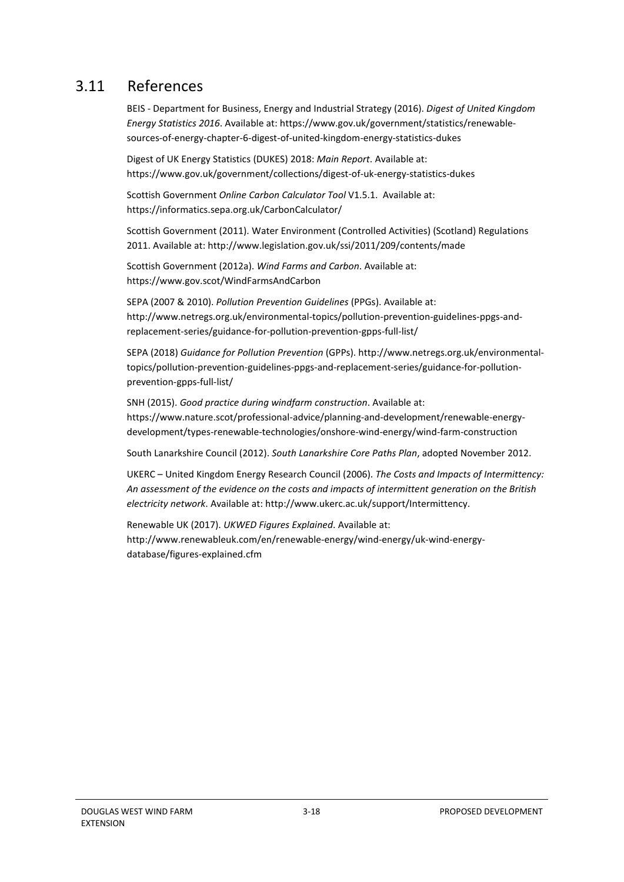## 3.11 References

BEIS - Department for Business, Energy and Industrial Strategy (2016). *Digest of United Kingdom Energy Statistics 2016*. Available at: https://www.gov.uk/government/statistics/renewable-sources-of-energy-chapter-6-digest-of-united-kingdom-energy-statistics-dukes

Digest of UK Energy Statistics (DUKES) 2018: *Main Report*. Available at: https://www.gov.uk/government/collections/digest-of-uk-energy-statistics-dukes

Scottish Government *Online Carbon Calculator Tool* V1.5.1. Available at: https://informatics.sepa.org.uk/CarbonCalculator/

Scottish Government (2011). Water Environment (Controlled Activities) (Scotland) Regulations 2011. Available at: http://www.legislation.gov.uk/ssi/2011/209/contents/made

Scottish Government (2012a). *Wind Farms and Carbon*. Available at: https://www.gov.scot/WindFarmsAndCarbon

SEPA (2007 & 2010). *Pollution Prevention Guidelines* (PPGs). Available at: http://www.netregs.org.uk/environmental-topics/pollution-prevention-guidelines-ppgs-and-replacement-series/guidance-for-pollution-prevention-gpps-full-list/

SEPA (2018) *Guidance for Pollution Prevention* (GPPs). http://www.netregs.org.uk/environmental-topics/pollution-prevention-guidelines-ppgs-and-replacement-series/guidance-for-pollution-prevention-gpps-full-list/

SNH (2015). *Good practice during windfarm construction*. Available at: https://www.nature.scot/professional-advice/planning-and-development/renewable-energy-development/types-renewable-technologies/onshore-wind-energy/wind-farm-construction

South Lanarkshire Council (2012). *South Lanarkshire Core Paths Plan*, adopted November 2012.

UKERC – United Kingdom Energy Research Council (2006). *The Costs and Impacts of Intermittency: An assessment of the evidence on the costs and impacts of intermittent generation on the British electricity network*. Available at: http://www.ukerc.ac.uk/support/Intermittency.

Renewable UK (2017). *UKWED Figures Explained*. Available at: http://www.renewableuk.com/en/renewable-energy/wind-energy/uk-wind-energy-database/figures-explained.cfm